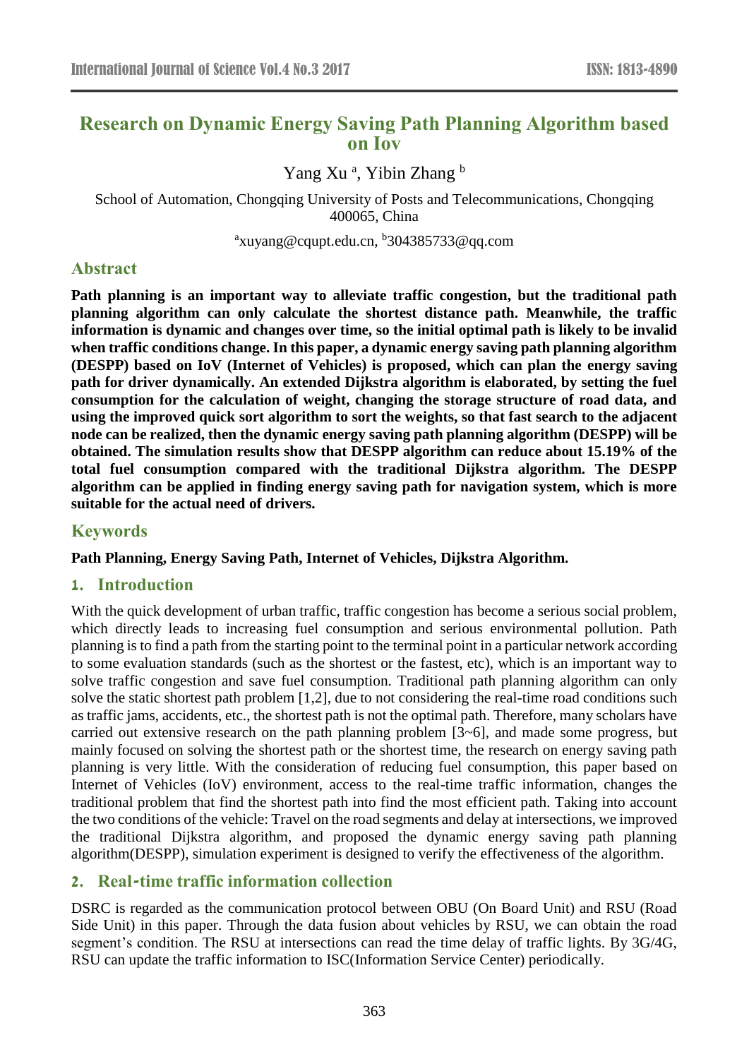# Research on Dynamic Energy Saving Path Planning Algorithm based on Iov

Yang Xu [a], Yibin Zhang [b]

School of Automation, Chongqing University of Posts and Telecommunications, Chongqing 400065, China

[a]xuyang@cqupt.edu.cn, [b]304385733@qq.com

## Abstract

**Path planning is an important way to alleviate traffic congestion, but the traditional path planning algorithm can only calculate the shortest distance path. Meanwhile, the traffic information is dynamic and changes over time, so the initial optimal path is likely to be invalid when traffic conditions change. In this paper, a dynamic energy saving path planning algorithm (DESPP) based on IoV (Internet of Vehicles) is proposed, which can plan the energy saving path for driver dynamically. An extended Dijkstra algorithm is elaborated, by setting the fuel consumption for the calculation of weight, changing the storage structure of road data, and using the improved quick sort algorithm to sort the weights, so that fast search to the adjacent node can be realized, then the dynamic energy saving path planning algorithm (DESPP) will be obtained. The simulation results show that DESPP algorithm can reduce about 15.19% of the total fuel consumption compared with the traditional Dijkstra algorithm. The DESPP algorithm can be applied in finding energy saving path for navigation system, which is more suitable for the actual need of drivers.**

## Keywords

**Path Planning, Energy Saving Path, Internet of Vehicles, Dijkstra Algorithm.**

## 1. Introduction

With the quick development of urban traffic, traffic congestion has become a serious social problem, which directly leads to increasing fuel consumption and serious environmental pollution. Path planning is to find a path from the starting point to the terminal point in a particular network according to some evaluation standards (such as the shortest or the fastest, etc), which is an important way to solve traffic congestion and save fuel consumption. Traditional path planning algorithm can only solve the static shortest path problem [1,2], due to not considering the real-time road conditions such as traffic jams, accidents, etc., the shortest path is not the optimal path. Therefore, many scholars have carried out extensive research on the path planning problem [3~6], and made some progress, but mainly focused on solving the shortest path or the shortest time, the research on energy saving path planning is very little. With the consideration of reducing fuel consumption, this paper based on Internet of Vehicles (IoV) environment, access to the real-time traffic information, changes the traditional problem that find the shortest path into find the most efficient path. Taking into account the two conditions of the vehicle: Travel on the road segments and delay at intersections, we improved the traditional Dijkstra algorithm, and proposed the dynamic energy saving path planning algorithm(DESPP), simulation experiment is designed to verify the effectiveness of the algorithm.

## 2. Real-time traffic information collection

DSRC is regarded as the communication protocol between OBU (On Board Unit) and RSU (Road Side Unit) in this paper. Through the data fusion about vehicles by RSU, we can obtain the road segment's condition. The RSU at intersections can read the time delay of traffic lights. By 3G/4G, RSU can update the traffic information to ISC(Information Service Center) periodically.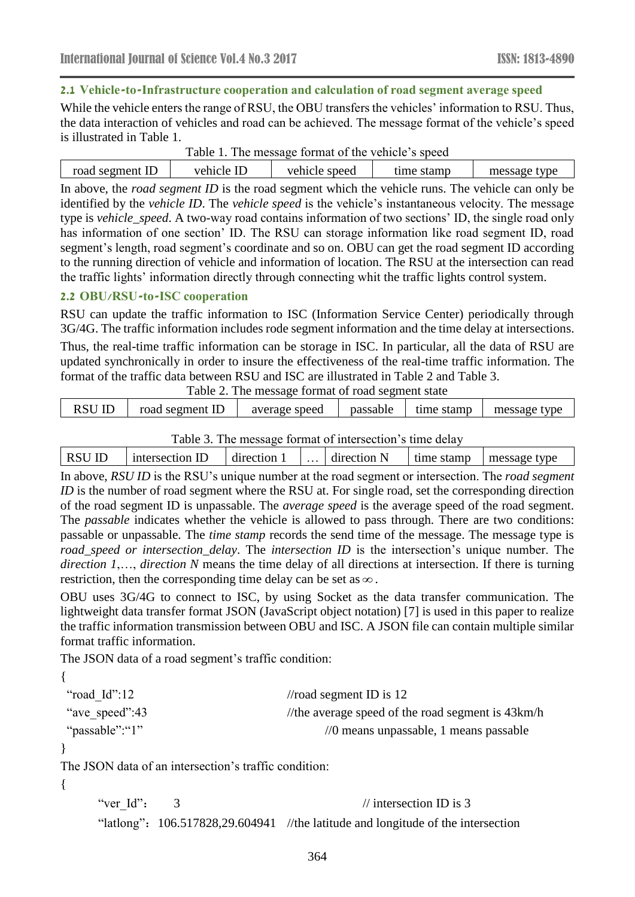### 2.1 Vehicle-to-Infrastructure cooperation and calculation of road segment average speed

While the vehicle enters the range of RSU, the OBU transfers the vehicles' information to RSU. Thus, the data interaction of vehicles and road can be achieved. The message format of the vehicle's speed is illustrated in Table 1.

Table 1. The message format of the vehicle's speed

| road segment ID | vehicle ID | vehicle speed | time stamp | message type |
|---|---|---|---|---|

In above, the *road segment ID* is the road segment which the vehicle runs. The vehicle can only be identified by the *vehicle ID*. The *vehicle speed* is the vehicle's instantaneous velocity. The message type is *vehicle_speed*. A two-way road contains information of two sections' ID, the single road only has information of one section' ID. The RSU can storage information like road segment ID, road segment's length, road segment's coordinate and so on. OBU can get the road segment ID according to the running direction of vehicle and information of location. The RSU at the intersection can read the traffic lights' information directly through connecting whit the traffic lights control system.

### 2.2 OBU/RSU-to-ISC cooperation

RSU can update the traffic information to ISC (Information Service Center) periodically through 3G/4G. The traffic information includes rode segment information and the time delay at intersections.

Thus, the real-time traffic information can be storage in ISC. In particular, all the data of RSU are updated synchronically in order to insure the effectiveness of the real-time traffic information. The format of the traffic data between RSU and ISC are illustrated in Table 2 and Table 3.

Table 2. The message format of road segment state

| RSU ID | road segment ID | average speed | passable | time stamp | message type |
|---|---|---|---|---|---|

Table 3. The message format of intersection's time delay

| RSU ID | intersection ID | direction 1 | … | direction N | time stamp | message type |
|---|---|---|---|---|---|---|

In above, *RSU ID* is the RSU's unique number at the road segment or intersection. The *road segment ID* is the number of road segment where the RSU at. For single road, set the corresponding direction of the road segment ID is unpassable. The *average speed* is the average speed of the road segment. The *passable* indicates whether the vehicle is allowed to pass through. There are two conditions: passable or unpassable. The *time stamp* records the send time of the message. The message type is *road_speed or intersection_delay*. The *intersection ID* is the intersection's unique number. The *direction 1*,…, *direction N* means the time delay of all directions at intersection. If there is turning restriction, then the corresponding time delay can be set as $\infty$.

OBU uses 3G/4G to connect to ISC, by using Socket as the data transfer communication. The lightweight data transfer format JSON (JavaScript object notation) [7] is used in this paper to realize the traffic information transmission between OBU and ISC. A JSON file can contain multiple similar format traffic information.

The JSON data of a road segment's traffic condition:

```
{
 "road_Id":12                    //road segment ID is 12
 "ave_speed":43                  //the average speed of the road segment is 43km/h
 "passable":"1"                  //0 means unpassable, 1 means passable
}
```

The JSON data of an intersection's traffic condition:

```
{
     "ver_Id":   3                          // intersection ID is 3
     "latlong": 106.517828,29.604941  //the latitude and longitude of the intersection
```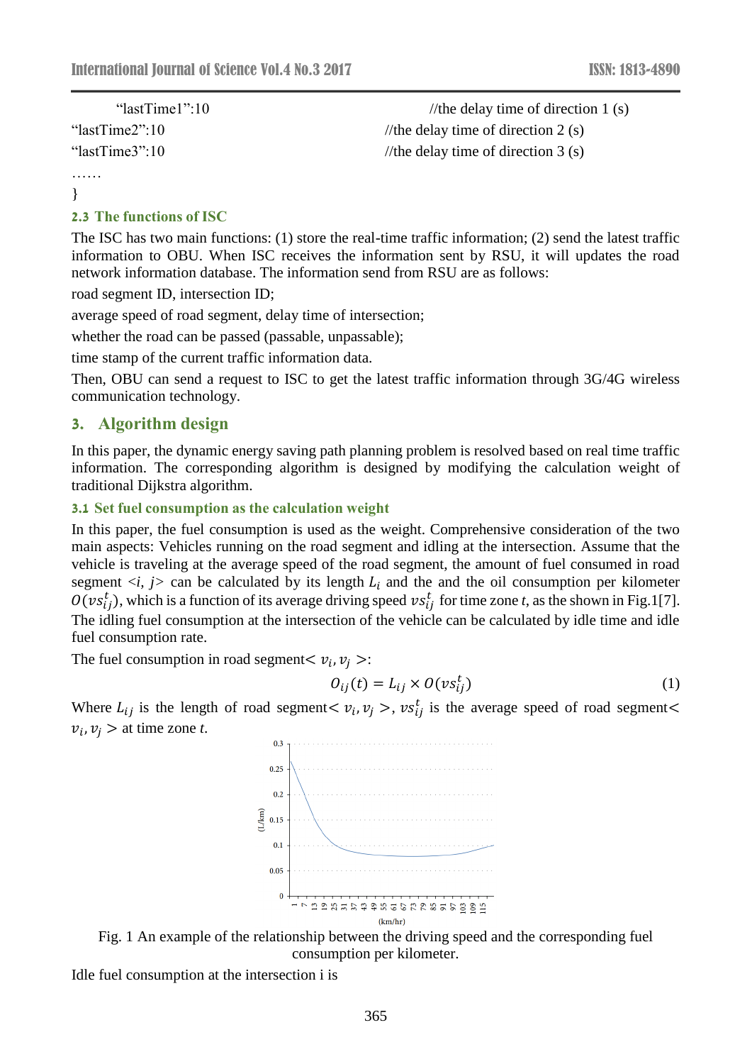```
        "lastTime1":10                              //the delay time of direction 1 (s)
"lastTime2":10                              //the delay time of direction 2 (s)
"lastTime3":10                              //the delay time of direction 3 (s)
……
}
```

### 2.3 The functions of ISC

The ISC has two main functions: (1) store the real-time traffic information; (2) send the latest traffic information to OBU. When ISC receives the information sent by RSU, it will updates the road network information database. The information send from RSU are as follows:

road segment ID, intersection ID;

average speed of road segment, delay time of intersection;

whether the road can be passed (passable, unpassable);

time stamp of the current traffic information data.

Then, OBU can send a request to ISC to get the latest traffic information through 3G/4G wireless communication technology.

## 3. Algorithm design

In this paper, the dynamic energy saving path planning problem is resolved based on real time traffic information. The corresponding algorithm is designed by modifying the calculation weight of traditional Dijkstra algorithm.

### 3.1 Set fuel consumption as the calculation weight

In this paper, the fuel consumption is used as the weight. Comprehensive consideration of the two main aspects: Vehicles running on the road segment and idling at the intersection. Assume that the vehicle is traveling at the average speed of the road segment, the amount of fuel consumed in road segment *<i, j>* can be calculated by its length $L_i$ and the and the oil consumption per kilometer $O(vs_{ij}^{t})$, which is a function of its average driving speed $vs_{ij}^{t}$ for time zone *t*, as the shown in Fig.1[7]. The idling fuel consumption at the intersection of the vehicle can be calculated by idle time and idle fuel consumption rate.

The fuel consumption in road segment $< v_i, v_j >$:

$$O_{ij}(t) = L_{ij} \times O(vs_{ij}^{t}) \tag{1}$$

Where $L_{ij}$ is the length of road segment $< v_i, v_j >$, $vs_{ij}^{t}$ is the average speed of road segment $< v_i, v_j >$ at time zone *t*.

Fig. 1 An example of the relationship between the driving speed and the corresponding fuel consumption per kilometer.

Idle fuel consumption at the intersection i is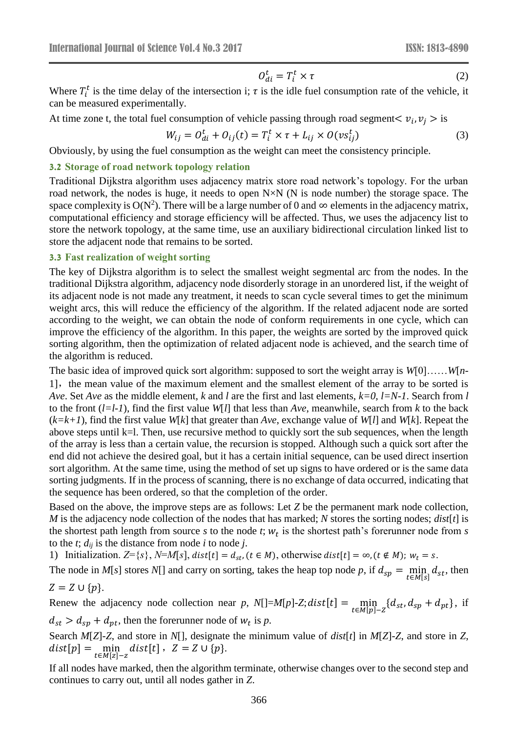$$O_{di}^{t} = T_i^t \times \tau \tag{2}$$

Where $T_i^t$ is the time delay of the intersection i; $\tau$ is the idle fuel consumption rate of the vehicle, it can be measured experimentally.

At time zone t, the total fuel consumption of vehicle passing through road segment $< v_i, v_j >$ is

$$W_{ij} = O_{di}^{t} + O_{ij}(t) = T_i^t \times \tau + L_{ij} \times O(vs_{ij}^t) \tag{3}$$

Obviously, by using the fuel consumption as the weight can meet the consistency principle.

### 3.2 Storage of road network topology relation

Traditional Dijkstra algorithm uses adjacency matrix store road network's topology. For the urban road network, the nodes is huge, it needs to open N×N (N is node number) the storage space. The space complexity is $O(N^2)$. There will be a large number of 0 and ∞ elements in the adjacency matrix, computational efficiency and storage efficiency will be affected. Thus, we uses the adjacency list to store the network topology, at the same time, use an auxiliary bidirectional circulation linked list to store the adjacent node that remains to be sorted.

### 3.3 Fast realization of weight sorting

The key of Dijkstra algorithm is to select the smallest weight segmental arc from the nodes. In the traditional Dijkstra algorithm, adjacency node disorderly storage in an unordered list, if the weight of its adjacent node is not made any treatment, it needs to scan cycle several times to get the minimum weight arcs, this will reduce the efficiency of the algorithm. If the related adjacent node are sorted according to the weight, we can obtain the node of conform requirements in one cycle, which can improve the efficiency of the algorithm. In this paper, the weights are sorted by the improved quick sorting algorithm, then the optimization of related adjacent node is achieved, and the search time of the algorithm is reduced.

The basic idea of improved quick sort algorithm: supposed to sort the weight array is *W*[0]……*W*[*n*-1], the mean value of the maximum element and the smallest element of the array to be sorted is *Ave*. Set *Ave* as the middle element, *k* and *l* are the first and last elements, *k=0*, *l=N-1*. Search from *l* to the front (*l=l-1*), find the first value *W*[*l*] that less than *Ave*, meanwhile, search from *k* to the back (*k=k+1*), find the first value *W*[*k*] that greater than *Ave*, exchange value of *W*[*l*] and *W*[*k*]. Repeat the above steps until k=l. Then, use recursive method to quickly sort the sub sequences, when the length of the array is less than a certain value, the recursion is stopped. Although such a quick sort after the end did not achieve the desired goal, but it has a certain initial sequence, can be used direct insertion sort algorithm. At the same time, using the method of set up signs to have ordered or is the same data sorting judgments. If in the process of scanning, there is no exchange of data occurred, indicating that the sequence has been ordered, so that the completion of the order.

Based on the above, the improve steps are as follows: Let *Z* be the permanent mark node collection, *M* is the adjacency node collection of the nodes that has marked; *N* stores the sorting nodes; *dist*[*t*] is the shortest path length from source *s* to the node *t*; $w_t$ is the shortest path's forerunner node from *s* to the *t*; $d_{ij}$ is the distance from node *i* to node *j*.

1) Initialization. $Z=\{s\}$, $N=M[s]$, $dist[t] = d_{st}, (t \in M)$, otherwise $dist[t] = \infty, (t \notin M)$; $w_t = s$.

The node in *M*[*s*] stores *N*[] and carry on sorting, takes the heap top node *p*, if $d_{sp} = \min_{t \in M[s]} d_{st}$, then $Z = Z \cup \{p\}$.

Renew the adjacency node collection near *p*, $N[]=M[p]-Z; dist[t] = \min_{t \in M[p]-Z} \{d_{st}, d_{sp} + d_{pt}\}$, if $d_{st} > d_{sp} + d_{pt}$, then the forerunner node of $w_t$ is *p*.

Search *M*[*Z*]-*Z*, and store in *N*[], designate the minimum value of *dist*[*t*] in *M*[*Z*]-*Z*, and store in *Z*, $dist[p] = \min_{t \in M[z]-z} dist[t]$, $Z = Z \cup \{p\}$.

If all nodes have marked, then the algorithm terminate, otherwise changes over to the second step and continues to carry out, until all nodes gather in *Z*.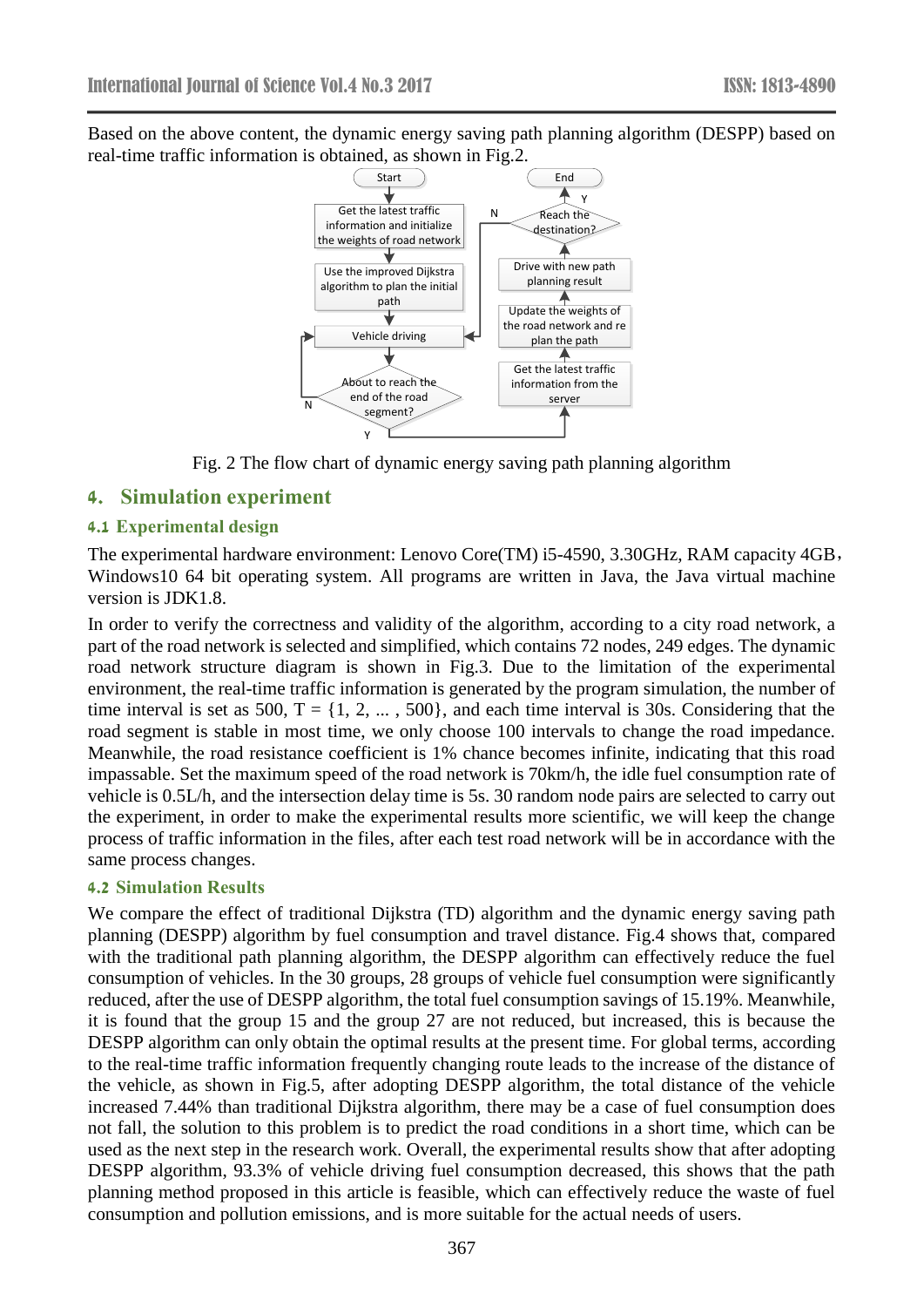Based on the above content, the dynamic energy saving path planning algorithm (DESPP) based on real-time traffic information is obtained, as shown in Fig.2.

Fig. 2 The flow chart of dynamic energy saving path planning algorithm

## 4. Simulation experiment

### 4.1 Experimental design

The experimental hardware environment: Lenovo Core(TM) i5-4590, 3.30GHz, RAM capacity 4GB，Windows10 64 bit operating system. All programs are written in Java, the Java virtual machine version is JDK1.8.

In order to verify the correctness and validity of the algorithm, according to a city road network, a part of the road network is selected and simplified, which contains 72 nodes, 249 edges. The dynamic road network structure diagram is shown in Fig.3. Due to the limitation of the experimental environment, the real-time traffic information is generated by the program simulation, the number of time interval is set as 500, T = {1, 2, ... , 500}, and each time interval is 30s. Considering that the road segment is stable in most time, we only choose 100 intervals to change the road impedance. Meanwhile, the road resistance coefficient is 1% chance becomes infinite, indicating that this road impassable. Set the maximum speed of the road network is 70km/h, the idle fuel consumption rate of vehicle is 0.5L/h, and the intersection delay time is 5s. 30 random node pairs are selected to carry out the experiment, in order to make the experimental results more scientific, we will keep the change process of traffic information in the files, after each test road network will be in accordance with the same process changes.

### 4.2 Simulation Results

We compare the effect of traditional Dijkstra (TD) algorithm and the dynamic energy saving path planning (DESPP) algorithm by fuel consumption and travel distance. Fig.4 shows that, compared with the traditional path planning algorithm, the DESPP algorithm can effectively reduce the fuel consumption of vehicles. In the 30 groups, 28 groups of vehicle fuel consumption were significantly reduced, after the use of DESPP algorithm, the total fuel consumption savings of 15.19%. Meanwhile, it is found that the group 15 and the group 27 are not reduced, but increased, this is because the DESPP algorithm can only obtain the optimal results at the present time. For global terms, according to the real-time traffic information frequently changing route leads to the increase of the distance of the vehicle, as shown in Fig.5, after adopting DESPP algorithm, the total distance of the vehicle increased 7.44% than traditional Dijkstra algorithm, there may be a case of fuel consumption does not fall, the solution to this problem is to predict the road conditions in a short time, which can be used as the next step in the research work. Overall, the experimental results show that after adopting DESPP algorithm, 93.3% of vehicle driving fuel consumption decreased, this shows that the path planning method proposed in this article is feasible, which can effectively reduce the waste of fuel consumption and pollution emissions, and is more suitable for the actual needs of users.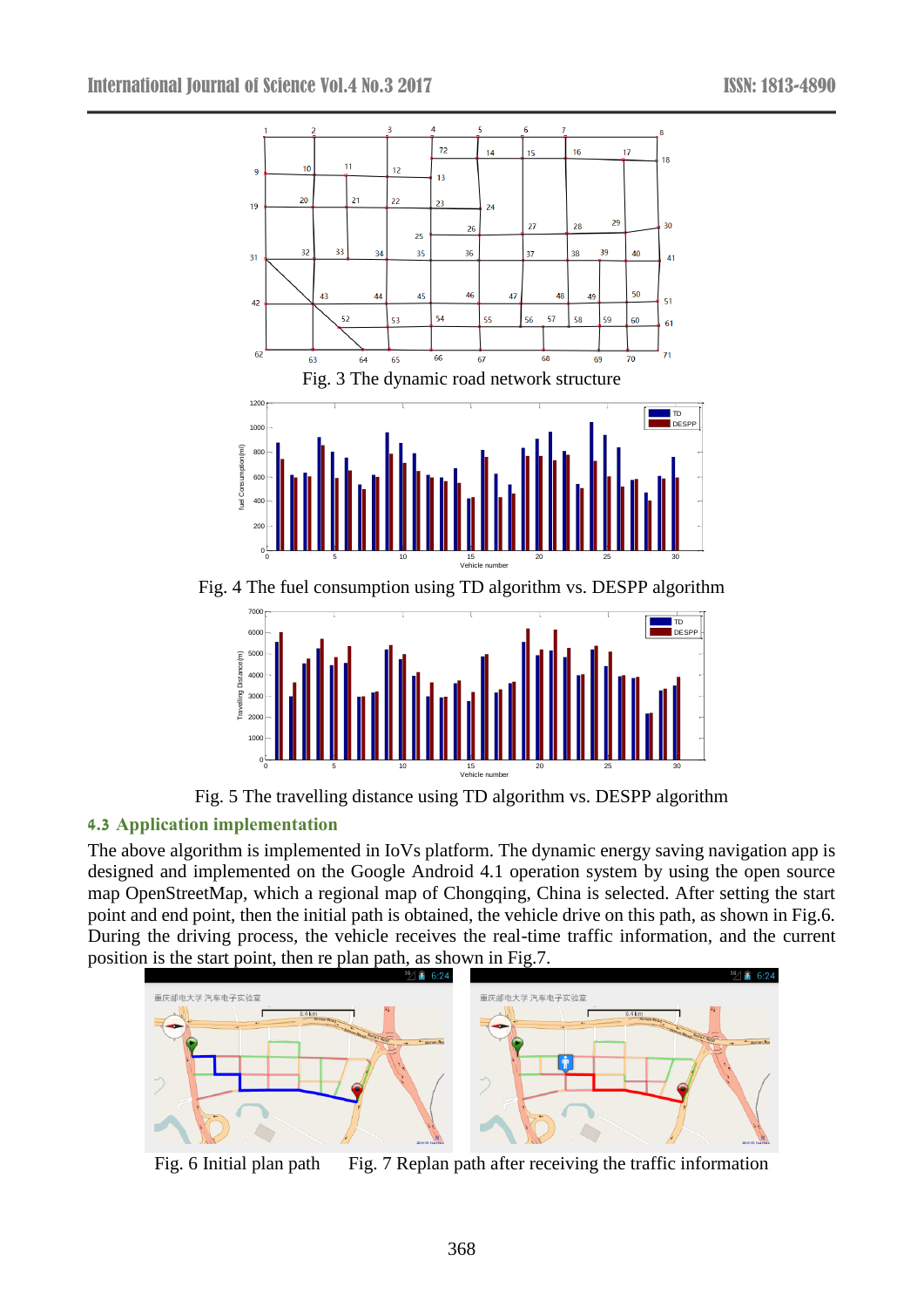Fig. 3 The dynamic road network structure

Fig. 4 The fuel consumption using TD algorithm vs. DESPP algorithm

Fig. 5 The travelling distance using TD algorithm vs. DESPP algorithm

### 4.3 Application implementation

The above algorithm is implemented in IoVs platform. The dynamic energy saving navigation app is designed and implemented on the Google Android 4.1 operation system by using the open source map OpenStreetMap, which a regional map of Chongqing, China is selected. After setting the start point and end point, then the initial path is obtained, the vehicle drive on this path, as shown in Fig.6. During the driving process, the vehicle receives the real-time traffic information, and the current position is the start point, then re plan path, as shown in Fig.7.

Fig. 6 Initial plan path

Fig. 7 Replan path after receiving the traffic information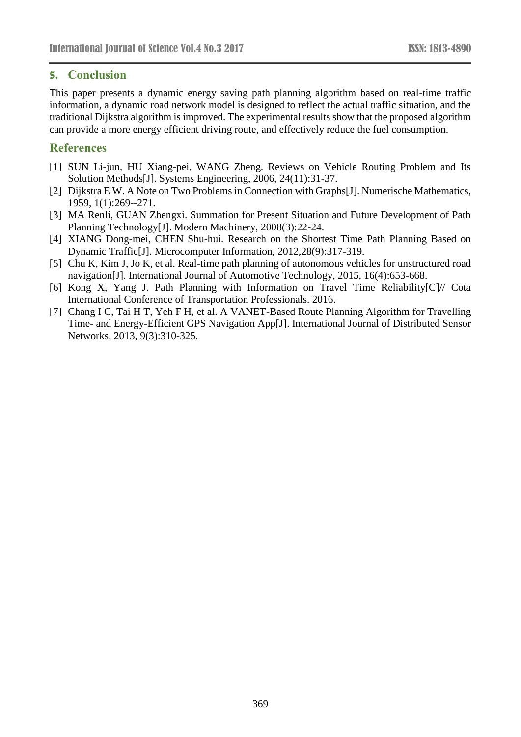## 5. Conclusion

This paper presents a dynamic energy saving path planning algorithm based on real-time traffic information, a dynamic road network model is designed to reflect the actual traffic situation, and the traditional Dijkstra algorithm is improved. The experimental results show that the proposed algorithm can provide a more energy efficient driving route, and effectively reduce the fuel consumption.

## References

[1] SUN Li-jun, HU Xiang-pei, WANG Zheng. Reviews on Vehicle Routing Problem and Its Solution Methods[J]. Systems Engineering, 2006, 24(11):31-37.

[2] Dijkstra E W. A Note on Two Problems in Connection with Graphs[J]. Numerische Mathematics, 1959, 1(1):269--271.

[3] MA Renli, GUAN Zhengxi. Summation for Present Situation and Future Development of Path Planning Technology[J]. Modern Machinery, 2008(3):22-24.

[4] XIANG Dong-mei, CHEN Shu-hui. Research on the Shortest Time Path Planning Based on Dynamic Traffic[J]. Microcomputer Information, 2012,28(9):317-319.

[5] Chu K, Kim J, Jo K, et al. Real-time path planning of autonomous vehicles for unstructured road navigation[J]. International Journal of Automotive Technology, 2015, 16(4):653-668.

[6] Kong X, Yang J. Path Planning with Information on Travel Time Reliability[C]// Cota International Conference of Transportation Professionals. 2016.

[7] Chang I C, Tai H T, Yeh F H, et al. A VANET-Based Route Planning Algorithm for Travelling Time- and Energy-Efficient GPS Navigation App[J]. International Journal of Distributed Sensor Networks, 2013, 9(3):310-325.